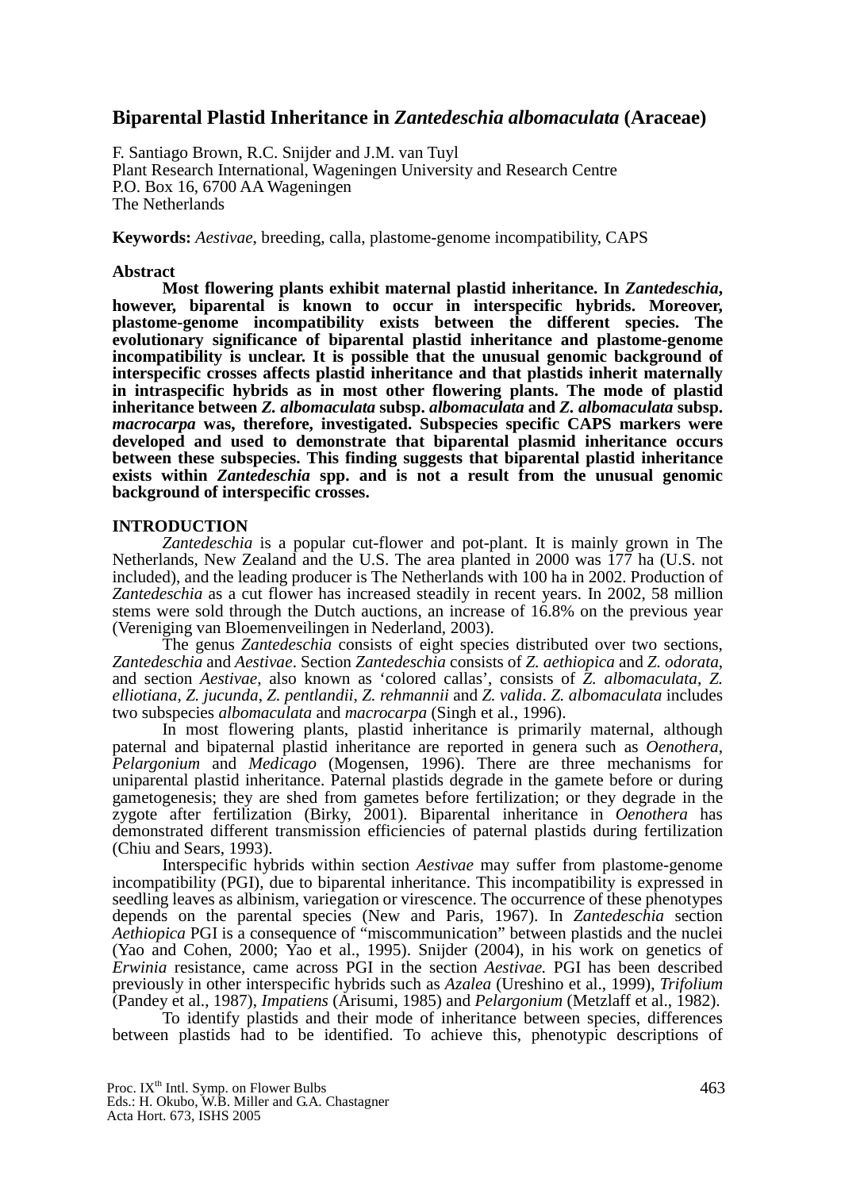# Biparental Plastid Inheritance in *Zantedeschia albomaculata* (Araceae)

F. Santiago Brown, R.C. Snijder and J.M. van Tuyl
Plant Research International, Wageningen University and Research Centre
P.O. Box 16, 6700 AA Wageningen
The Netherlands

**Keywords:** *Aestivae*, breeding, calla, plastome-genome incompatibility, CAPS

## Abstract

**Most flowering plants exhibit maternal plastid inheritance. In *Zantedeschia*, however, biparental is known to occur in interspecific hybrids. Moreover, plastome-genome incompatibility exists between the different species. The evolutionary significance of biparental plastid inheritance and plastome-genome incompatibility is unclear. It is possible that the unusual genomic background of interspecific crosses affects plastid inheritance and that plastids inherit maternally in intraspecific hybrids as in most other flowering plants. The mode of plastid inheritance between *Z. albomaculata* subsp. *albomaculata* and *Z. albomaculata* subsp. *macrocarpa* was, therefore, investigated. Subspecies specific CAPS markers were developed and used to demonstrate that biparental plasmid inheritance occurs between these subspecies. This finding suggests that biparental plastid inheritance exists within *Zantedeschia* spp. and is not a result from the unusual genomic background of interspecific crosses.**

## INTRODUCTION

*Zantedeschia* is a popular cut-flower and pot-plant. It is mainly grown in The Netherlands, New Zealand and the U.S. The area planted in 2000 was 177 ha (U.S. not included), and the leading producer is The Netherlands with 100 ha in 2002. Production of *Zantedeschia* as a cut flower has increased steadily in recent years. In 2002, 58 million stems were sold through the Dutch auctions, an increase of 16.8% on the previous year (Vereniging van Bloemenveilingen in Nederland, 2003).

The genus *Zantedeschia* consists of eight species distributed over two sections, *Zantedeschia* and *Aestivae*. Section *Zantedeschia* consists of *Z. aethiopica* and *Z. odorata*, and section *Aestivae*, also known as 'colored callas', consists of *Z. albomaculata*, *Z. elliotiana*, *Z. jucunda*, *Z. pentlandii*, *Z. rehmannii* and *Z. valida*. *Z. albomaculata* includes two subspecies *albomaculata* and *macrocarpa* (Singh et al., 1996).

In most flowering plants, plastid inheritance is primarily maternal, although paternal and bipaternal plastid inheritance are reported in genera such as *Oenothera*, *Pelargonium* and *Medicago* (Mogensen, 1996). There are three mechanisms for uniparental plastid inheritance. Paternal plastids degrade in the gamete before or during gametogenesis; they are shed from gametes before fertilization; or they degrade in the zygote after fertilization (Birky, 2001). Biparental inheritance in *Oenothera* has demonstrated different transmission efficiencies of paternal plastids during fertilization (Chiu and Sears, 1993).

Interspecific hybrids within section *Aestivae* may suffer from plastome-genome incompatibility (PGI), due to biparental inheritance. This incompatibility is expressed in seedling leaves as albinism, variegation or virescence. The occurrence of these phenotypes depends on the parental species (New and Paris, 1967). In *Zantedeschia* section *Aethiopica* PGI is a consequence of "miscommunication" between plastids and the nuclei (Yao and Cohen, 2000; Yao et al., 1995). Snijder (2004), in his work on genetics of *Erwinia* resistance, came across PGI in the section *Aestivae.* PGI has been described previously in other interspecific hybrids such as *Azalea* (Ureshino et al., 1999), *Trifolium* (Pandey et al., 1987), *Impatiens* (Arisumi, 1985) and *Pelargonium* (Metzlaff et al., 1982).

To identify plastids and their mode of inheritance between species, differences between plastids had to be identified. To achieve this, phenotypic descriptions of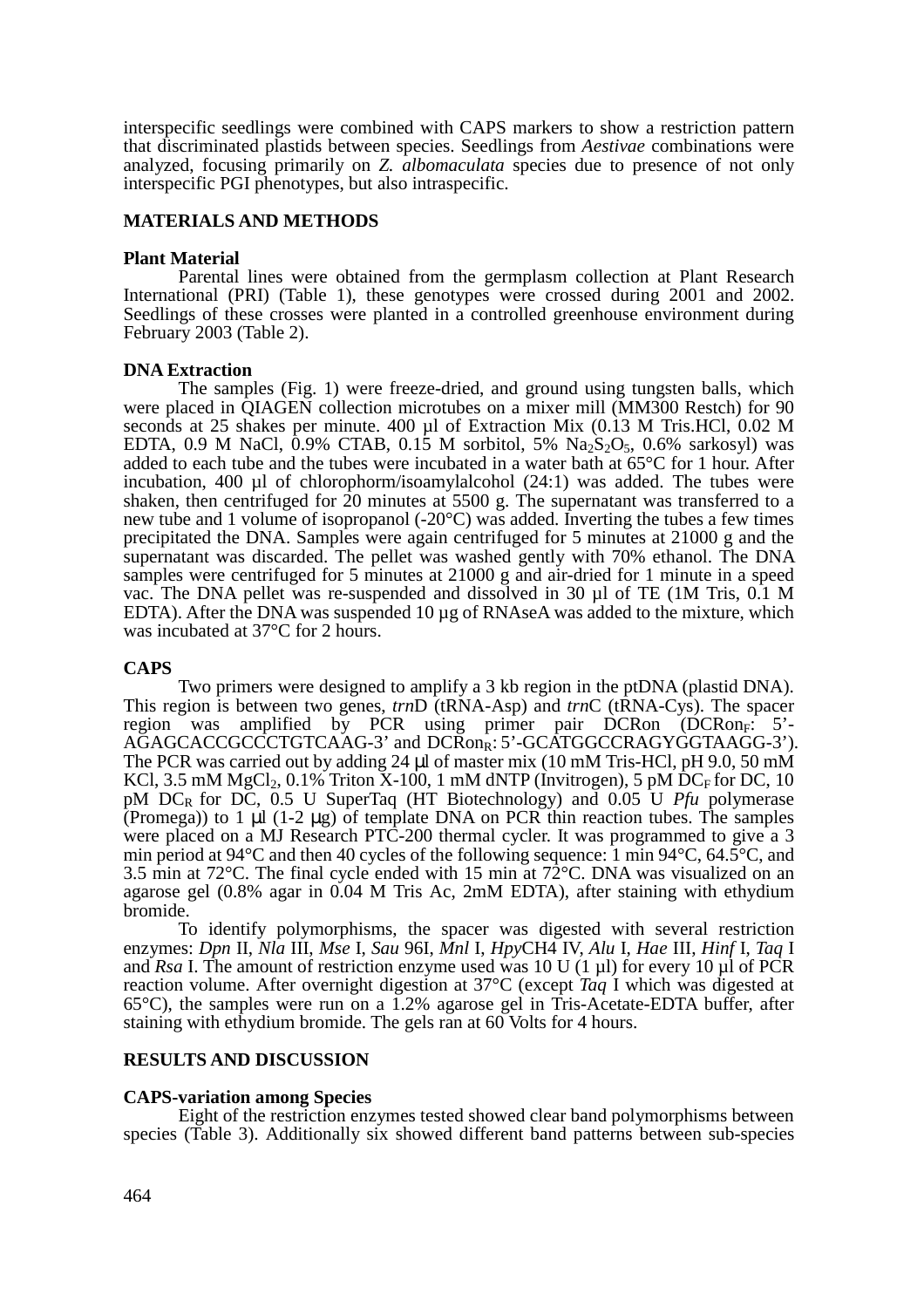interspecific seedlings were combined with CAPS markers to show a restriction pattern that discriminated plastids between species. Seedlings from *Aestivae* combinations were analyzed, focusing primarily on *Z. albomaculata* species due to presence of not only interspecific PGI phenotypes, but also intraspecific.

## MATERIALS AND METHODS

### Plant Material

Parental lines were obtained from the germplasm collection at Plant Research International (PRI) (Table 1), these genotypes were crossed during 2001 and 2002. Seedlings of these crosses were planted in a controlled greenhouse environment during February 2003 (Table 2).

### DNA Extraction

The samples (Fig. 1) were freeze-dried, and ground using tungsten balls, which were placed in QIAGEN collection microtubes on a mixer mill (MM300 Restch) for 90 seconds at 25 shakes per minute. 400 µl of Extraction Mix (0.13 M Tris.HCl, 0.02 M EDTA, 0.9 M NaCl, 0.9% CTAB, 0.15 M sorbitol, 5% $Na_2S_2O_5$, 0.6% sarkosyl) was added to each tube and the tubes were incubated in a water bath at 65°C for 1 hour. After incubation, 400 µl of chlorophorm/isoamylalcohol (24:1) was added. The tubes were shaken, then centrifuged for 20 minutes at 5500 g. The supernatant was transferred to a new tube and 1 volume of isopropanol (-20°C) was added. Inverting the tubes a few times precipitated the DNA. Samples were again centrifuged for 5 minutes at 21000 g and the supernatant was discarded. The pellet was washed gently with 70% ethanol. The DNA samples were centrifuged for 5 minutes at 21000 g and air-dried for 1 minute in a speed vac. The DNA pellet was re-suspended and dissolved in 30 µl of TE (1M Tris, 0.1 M EDTA). After the DNA was suspended 10 µg of RNAseA was added to the mixture, which was incubated at 37°C for 2 hours.

### CAPS

Two primers were designed to amplify a 3 kb region in the ptDNA (plastid DNA). This region is between two genes, *trn*D (tRNA-Asp) and *trn*C (tRNA-Cys). The spacer region was amplified by PCR using primer pair DCRon ($DCRon_F$: 5'-AGAGCACCGCCCTGTCAAG-3' and $DCRon_R$: 5'-GCATGGCCRAGYGGTAAGG-3'). The PCR was carried out by adding 24 µl of master mix (10 mM Tris-HCl, pH 9.0, 50 mM KCl, 3.5 mM $MgCl_2$, 0.1% Triton X-100, 1 mM dNTP (Invitrogen), 5 pM $DC_F$ for DC, 10 pM $DC_R$ for DC, 0.5 U SuperTaq (HT Biotechnology) and 0.05 U *Pfu* polymerase (Promega)) to 1 µl (1-2 µg) of template DNA on PCR thin reaction tubes. The samples were placed on a MJ Research PTC-200 thermal cycler. It was programmed to give a 3 min period at 94°C and then 40 cycles of the following sequence: 1 min 94°C, 64.5°C, and 3.5 min at 72°C. The final cycle ended with 15 min at 72°C. DNA was visualized on an agarose gel (0.8% agar in 0.04 M Tris Ac, 2mM EDTA), after staining with ethydium bromide.

To identify polymorphisms, the spacer was digested with several restriction enzymes: *Dpn* II, *Nla* III, *Mse* I, *Sau* 96I, *Mnl* I, *Hpy*CH4 IV, *Alu* I, *Hae* III, *Hinf* I, *Taq* I and *Rsa* I. The amount of restriction enzyme used was 10 U (1 µl) for every 10 µl of PCR reaction volume. After overnight digestion at 37°C (except *Taq* I which was digested at 65°C), the samples were run on a 1.2% agarose gel in Tris-Acetate-EDTA buffer, after staining with ethydium bromide. The gels ran at 60 Volts for 4 hours.

## RESULTS AND DISCUSSION

### CAPS-variation among Species

Eight of the restriction enzymes tested showed clear band polymorphisms between species (Table 3). Additionally six showed different band patterns between sub-species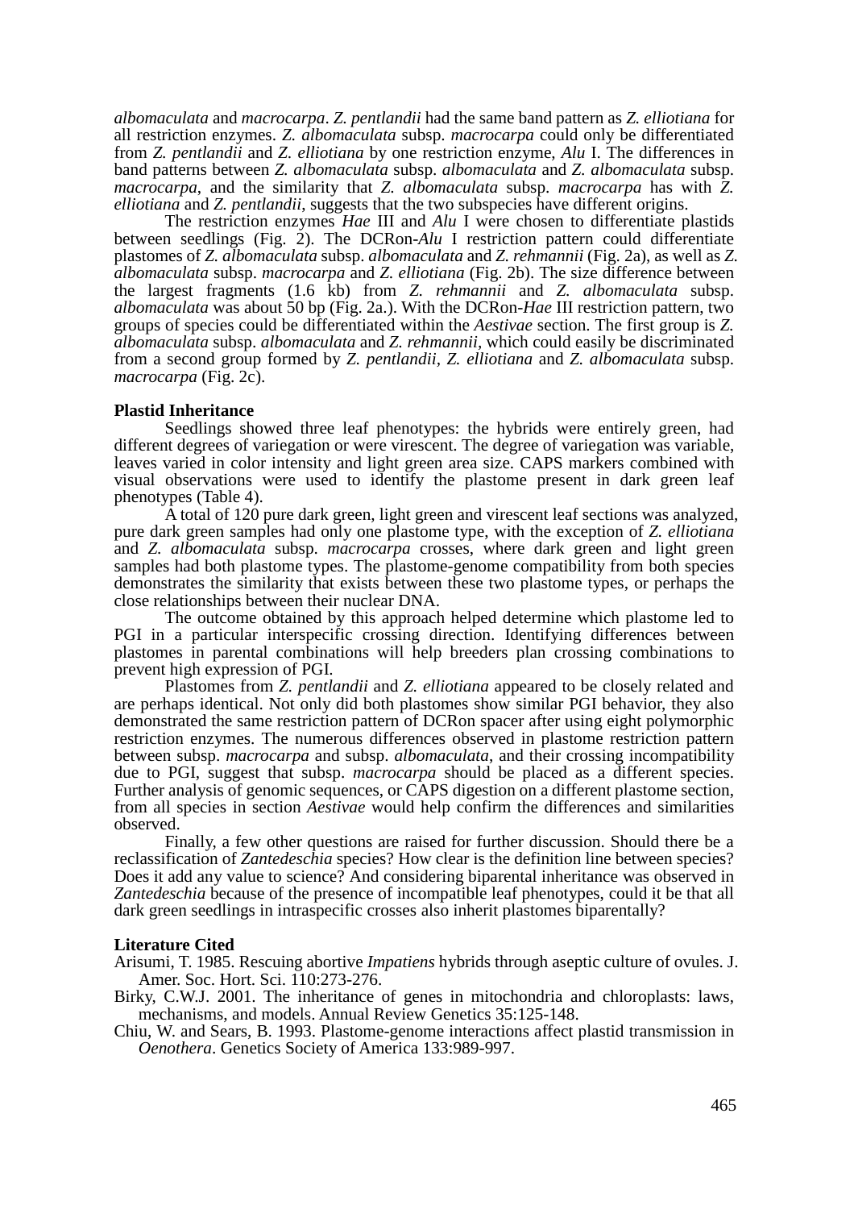*albomaculata* and *macrocarpa*. *Z. pentlandii* had the same band pattern as *Z. elliotiana* for all restriction enzymes. *Z. albomaculata* subsp. *macrocarpa* could only be differentiated from *Z. pentlandii* and *Z. elliotiana* by one restriction enzyme, *Alu* I. The differences in band patterns between *Z. albomaculata* subsp. *albomaculata* and *Z. albomaculata* subsp. *macrocarpa*, and the similarity that *Z. albomaculata* subsp. *macrocarpa* has with *Z. elliotiana* and *Z. pentlandii*, suggests that the two subspecies have different origins.

The restriction enzymes *Hae* III and *Alu* I were chosen to differentiate plastids between seedlings (Fig. 2). The DCRon-*Alu* I restriction pattern could differentiate plastomes of *Z. albomaculata* subsp. *albomaculata* and *Z. rehmannii* (Fig. 2a), as well as *Z. albomaculata* subsp. *macrocarpa* and *Z. elliotiana* (Fig. 2b). The size difference between the largest fragments (1.6 kb) from *Z. rehmannii* and *Z. albomaculata* subsp. *albomaculata* was about 50 bp (Fig. 2a.). With the DCRon-*Hae* III restriction pattern, two groups of species could be differentiated within the *Aestivae* section. The first group is *Z. albomaculata* subsp. *albomaculata* and *Z. rehmannii,* which could easily be discriminated from a second group formed by *Z. pentlandii*, *Z. elliotiana* and *Z. albomaculata* subsp. *macrocarpa* (Fig. 2c).

**Plastid Inheritance**

Seedlings showed three leaf phenotypes: the hybrids were entirely green, had different degrees of variegation or were virescent. The degree of variegation was variable, leaves varied in color intensity and light green area size. CAPS markers combined with visual observations were used to identify the plastome present in dark green leaf phenotypes (Table 4).

A total of 120 pure dark green, light green and virescent leaf sections was analyzed, pure dark green samples had only one plastome type, with the exception of *Z. elliotiana* and *Z. albomaculata* subsp. *macrocarpa* crosses, where dark green and light green samples had both plastome types. The plastome-genome compatibility from both species demonstrates the similarity that exists between these two plastome types, or perhaps the close relationships between their nuclear DNA.

The outcome obtained by this approach helped determine which plastome led to PGI in a particular interspecific crossing direction. Identifying differences between plastomes in parental combinations will help breeders plan crossing combinations to prevent high expression of PGI.

Plastomes from *Z. pentlandii* and *Z. elliotiana* appeared to be closely related and are perhaps identical. Not only did both plastomes show similar PGI behavior, they also demonstrated the same restriction pattern of DCRon spacer after using eight polymorphic restriction enzymes. The numerous differences observed in plastome restriction pattern between subsp. *macrocarpa* and subsp. *albomaculata*, and their crossing incompatibility due to PGI, suggest that subsp. *macrocarpa* should be placed as a different species. Further analysis of genomic sequences, or CAPS digestion on a different plastome section, from all species in section *Aestivae* would help confirm the differences and similarities observed.

Finally, a few other questions are raised for further discussion. Should there be a reclassification of *Zantedeschia* species? How clear is the definition line between species? Does it add any value to science? And considering biparental inheritance was observed in *Zantedeschia* because of the presence of incompatible leaf phenotypes, could it be that all dark green seedlings in intraspecific crosses also inherit plastomes biparentally?

**Literature Cited**

Arisumi, T. 1985. Rescuing abortive *Impatiens* hybrids through aseptic culture of ovules. J. Amer. Soc. Hort. Sci. 110:273-276.

Birky, C.W.J. 2001. The inheritance of genes in mitochondria and chloroplasts: laws, mechanisms, and models. Annual Review Genetics 35:125-148.

Chiu, W. and Sears, B. 1993. Plastome-genome interactions affect plastid transmission in *Oenothera*. Genetics Society of America 133:989-997.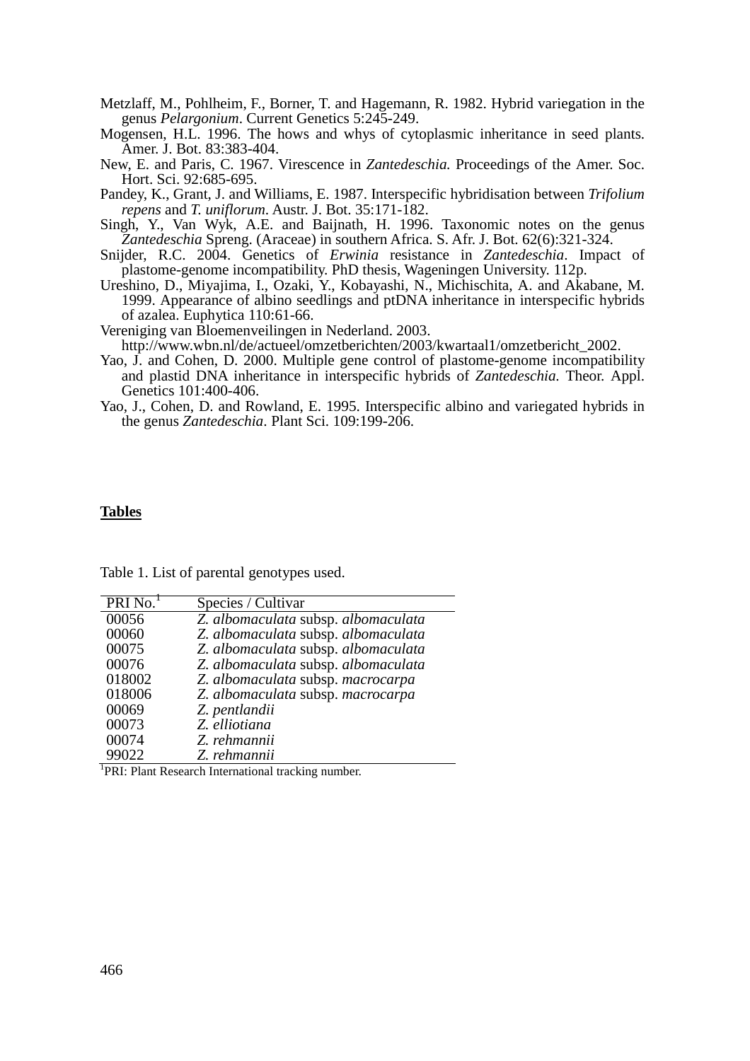Metzlaff, M., Pohlheim, F., Borner, T. and Hagemann, R. 1982. Hybrid variegation in the genus *Pelargonium*. Current Genetics 5:245-249.

Mogensen, H.L. 1996. The hows and whys of cytoplasmic inheritance in seed plants. Amer. J. Bot. 83:383-404.

New, E. and Paris, C. 1967. Virescence in *Zantedeschia.* Proceedings of the Amer. Soc. Hort. Sci. 92:685-695.

Pandey, K., Grant, J. and Williams, E. 1987. Interspecific hybridisation between *Trifolium repens* and *T. uniflorum*. Austr. J. Bot. 35:171-182.

Singh, Y., Van Wyk, A.E. and Baijnath, H. 1996. Taxonomic notes on the genus *Zantedeschia* Spreng. (Araceae) in southern Africa. S. Afr. J. Bot. 62(6):321-324.

Snijder, R.C. 2004. Genetics of *Erwinia* resistance in *Zantedeschia*. Impact of plastome-genome incompatibility. PhD thesis, Wageningen University. 112p.

Ureshino, D., Miyajima, I., Ozaki, Y., Kobayashi, N., Michischita, A. and Akabane, M. 1999. Appearance of albino seedlings and ptDNA inheritance in interspecific hybrids of azalea. Euphytica 110:61-66.

Vereniging van Bloemenveilingen in Nederland. 2003. http://www.wbn.nl/de/actueel/omzetberichten/2003/kwartaal1/omzetbericht_2002.

Yao, J. and Cohen, D. 2000. Multiple gene control of plastome-genome incompatibility and plastid DNA inheritance in interspecific hybrids of *Zantedeschia.* Theor. Appl. Genetics 101:400-406.

Yao, J., Cohen, D. and Rowland, E. 1995. Interspecific albino and variegated hybrids in the genus *Zantedeschia*. Plant Sci. 109:199-206.

## Tables

Table 1. List of parental genotypes used.

| PRI No.[1] | Species / Cultivar |
|---|---|
| 00056 | *Z. albomaculata* subsp. *albomaculata* |
| 00060 | *Z. albomaculata* subsp. *albomaculata* |
| 00075 | *Z. albomaculata* subsp. *albomaculata* |
| 00076 | *Z. albomaculata* subsp. *albomaculata* |
| 018002 | *Z. albomaculata* subsp. *macrocarpa* |
| 018006 | *Z. albomaculata* subsp. *macrocarpa* |
| 00069 | *Z. pentlandii* |
| 00073 | *Z. elliotiana* |
| 00074 | *Z. rehmannii* |
| 99022 | *Z. rehmannii* |

[1]PRI: Plant Research International tracking number.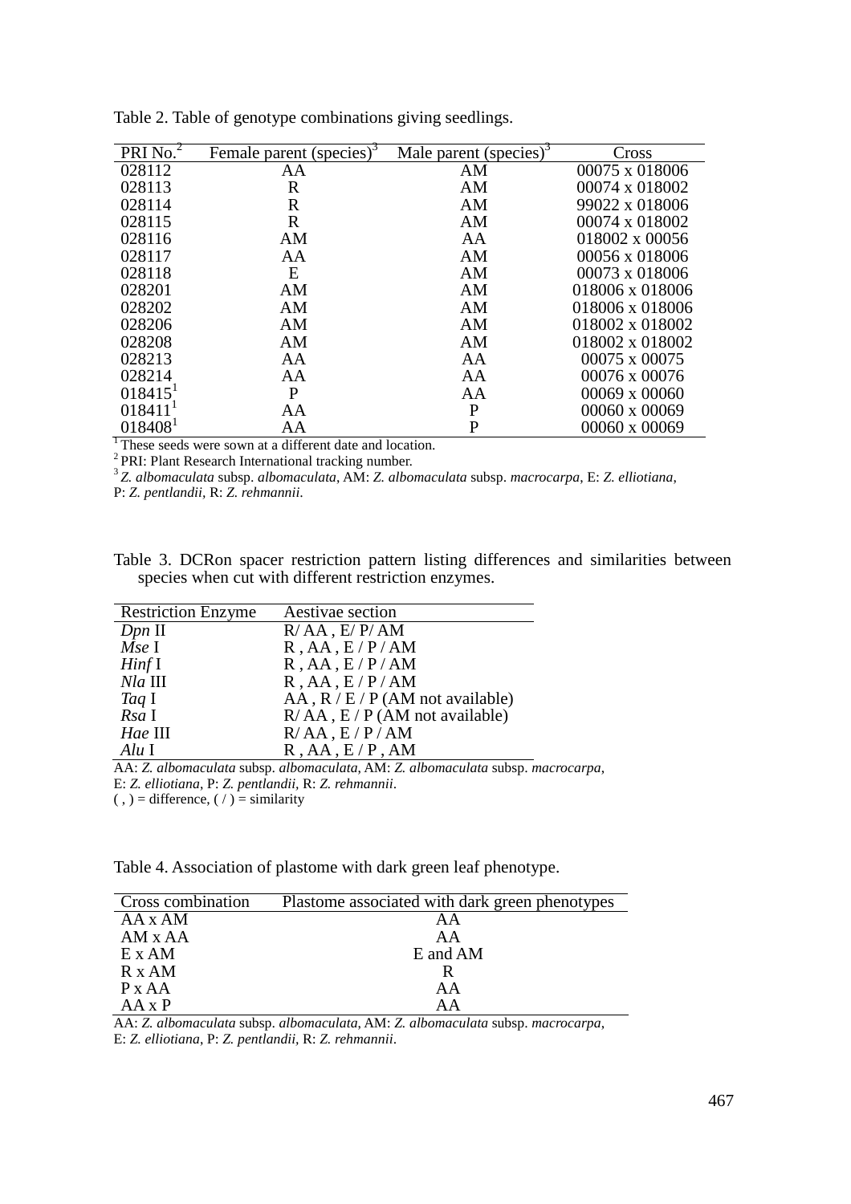Table 2. Table of genotype combinations giving seedlings.

| PRI No.[2] | Female parent (species)[3] | Male parent (species)[3] | Cross |
|---|---|---|---|
| 028112 | AA | AM | 00075 x 018006 |
| 028113 | R | AM | 00074 x 018002 |
| 028114 | R | AM | 99022 x 018006 |
| 028115 | R | AM | 00074 x 018002 |
| 028116 | AM | AA | 018002 x 00056 |
| 028117 | AA | AM | 00056 x 018006 |
| 028118 | E | AM | 00073 x 018006 |
| 028201 | AM | AM | 018006 x 018006 |
| 028202 | AM | AM | 018006 x 018006 |
| 028206 | AM | AM | 018002 x 018002 |
| 028208 | AM | AM | 018002 x 018002 |
| 028213 | AA | AA | 00075 x 00075 |
| 028214 | AA | AA | 00076 x 00076 |
| 018415[1] | P | AA | 00069 x 00060 |
| 018411[1] | AA | P | 00060 x 00069 |
| 018408[1] | AA | P | 00060 x 00069 |

[1] These seeds were sown at a different date and location.
[2] PRI: Plant Research International tracking number.
[3] *Z. albomaculata* subsp. *albomaculata*, AM: *Z. albomaculata* subsp. *macrocarpa*, E: *Z. elliotiana*, P: *Z. pentlandii*, R: *Z. rehmannii*.

Table 3. DCRon spacer restriction pattern listing differences and similarities between species when cut with different restriction enzymes.

| Restriction Enzyme | Aestivae section |
|---|---|
| *Dpn* II | R/ AA , E/ P/ AM |
| *Mse* I | R , AA , E / P / AM |
| *Hinf* I | R , AA , E / P / AM |
| *Nla* III | R , AA , E / P / AM |
| *Taq* I | AA , R / E / P (AM not available) |
| *Rsa* I | R/ AA , E / P (AM not available) |
| *Hae* III | R/ AA , E / P / AM |
| *Alu* I | R , AA , E / P , AM |

AA: *Z. albomaculata* subsp. *albomaculata*, AM: *Z. albomaculata* subsp. *macrocarpa*, E: *Z. elliotiana*, P: *Z. pentlandii*, R: *Z. rehmannii*.
( , ) = difference, ( / ) = similarity

Table 4. Association of plastome with dark green leaf phenotype.

| Cross combination | Plastome associated with dark green phenotypes |
|---|---|
| AA x AM | AA |
| AM x AA | AA |
| E x AM | E and AM |
| R x AM | R |
| P x AA | AA |
| AA x P | AA |

AA: *Z. albomaculata* subsp. *albomaculata*, AM: *Z. albomaculata* subsp. *macrocarpa*, E: *Z. elliotiana*, P: *Z. pentlandii*, R: *Z. rehmannii*.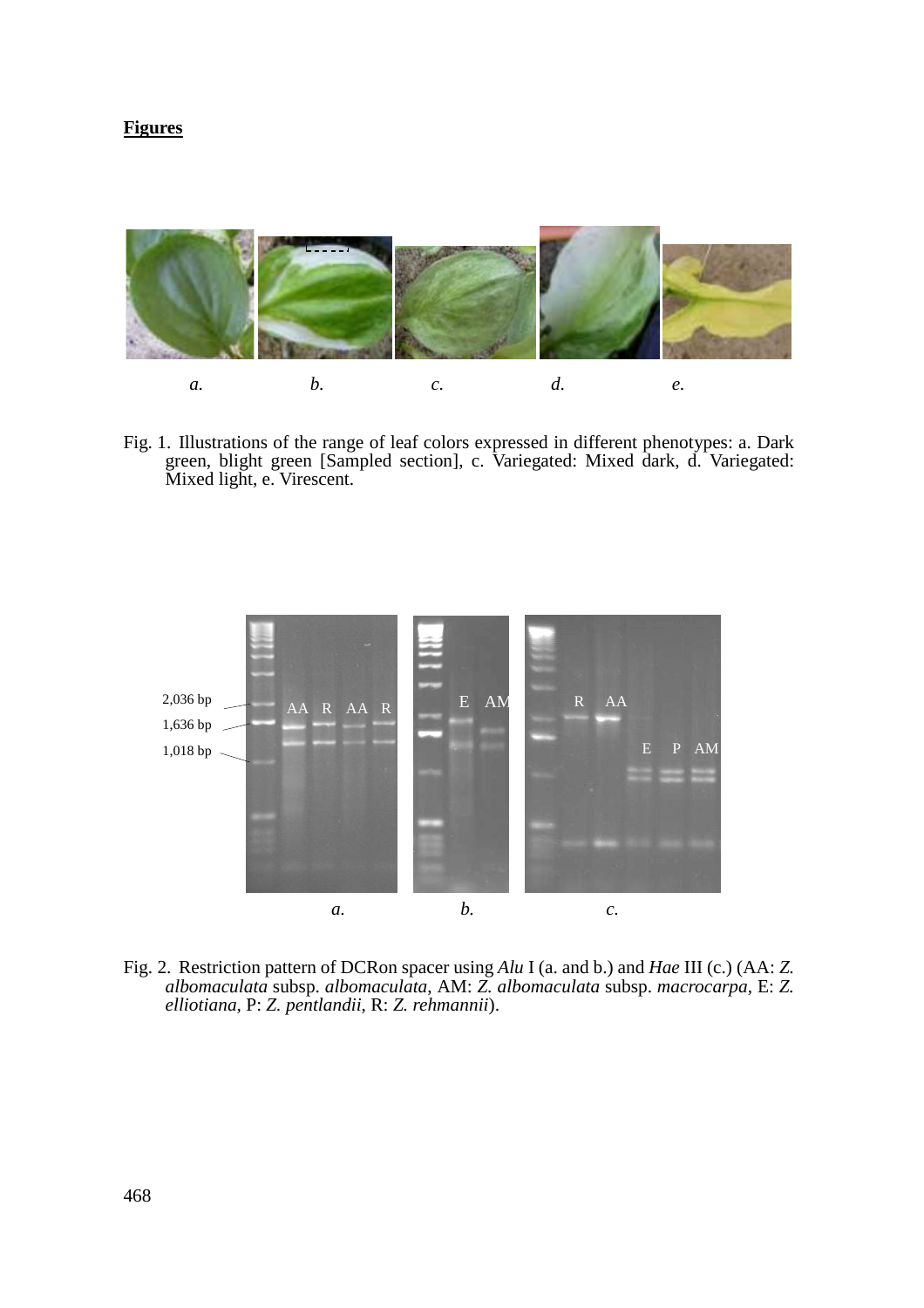**Figures**

a. b. c. d. e.

Fig. 1. Illustrations of the range of leaf colors expressed in different phenotypes: a. Dark green, blight green [Sampled section], c. Variegated: Mixed dark, d. Variegated: Mixed light, e. Virescent.

2,036 bp
1,636 bp
1,018 bp

AA R AA R

E AM

R AA

E P AM

a. b. c.

Fig. 2. Restriction pattern of DCRon spacer using *Alu* I (a. and b.) and *Hae* III (c.) (AA: *Z. albomaculata* subsp. *albomaculata*, AM: *Z. albomaculata* subsp. *macrocarpa*, E: *Z. elliotiana*, P: *Z. pentlandii*, R: *Z. rehmannii*).